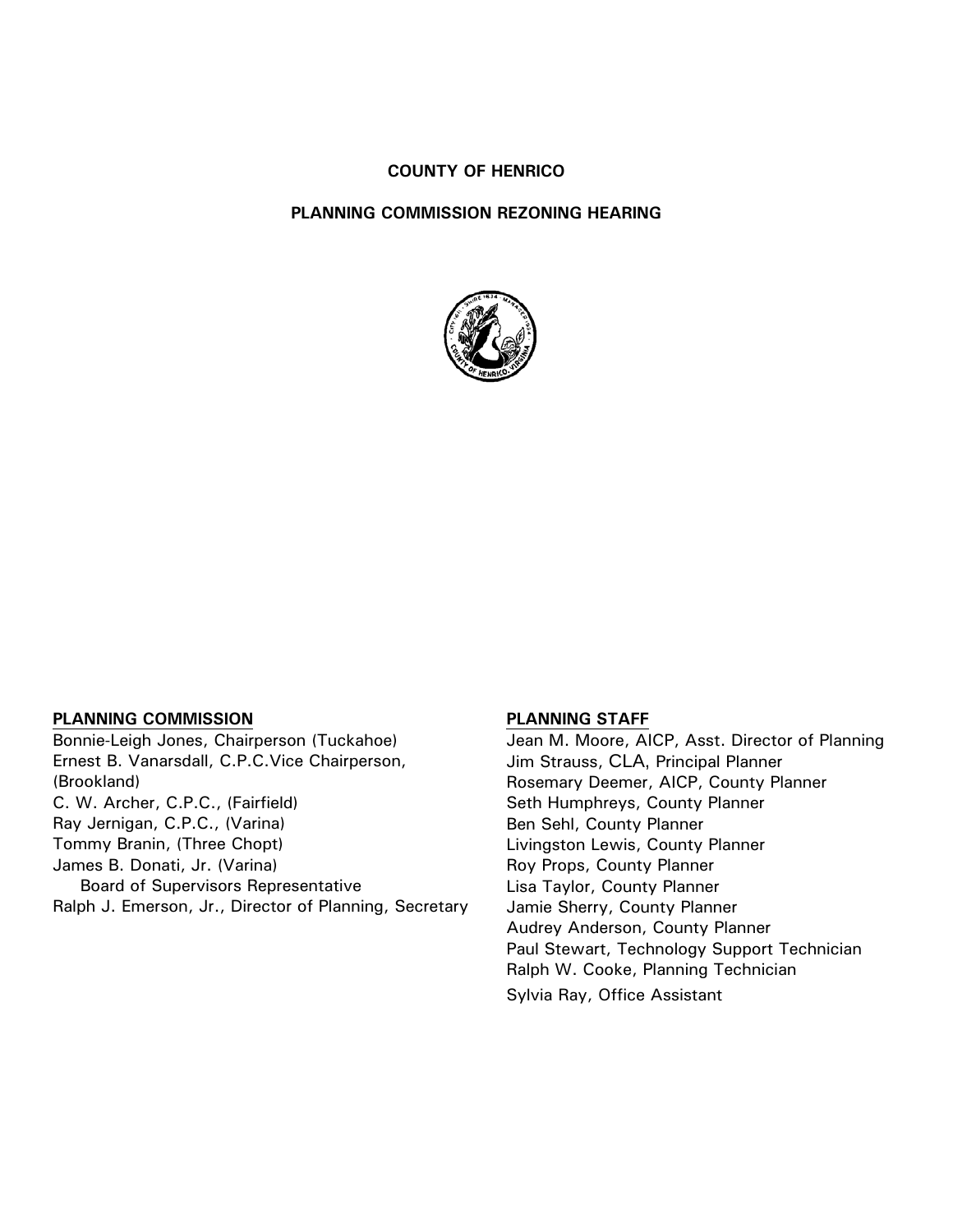# COUNTY OF HENRICO

## PLANNING COMMISSION REZONING HEARING

**PLANNING COMMISSION**

Bonnie-Leigh Jones, Chairperson (Tuckahoe)
Ernest B. Vanarsdall, C.P.C.Vice Chairperson, (Brookland)
C. W. Archer, C.P.C., (Fairfield)
Ray Jernigan, C.P.C., (Varina)
Tommy Branin, (Three Chopt)
James B. Donati, Jr. (Varina)
Board of Supervisors Representative
Ralph J. Emerson, Jr., Director of Planning, Secretary

**PLANNING STAFF**

Jean M. Moore, AICP, Asst. Director of Planning
Jim Strauss, CLA, Principal Planner
Rosemary Deemer, AICP, County Planner
Seth Humphreys, County Planner
Ben Sehl, County Planner
Livingston Lewis, County Planner
Roy Props, County Planner
Lisa Taylor, County Planner
Jamie Sherry, County Planner
Audrey Anderson, County Planner
Paul Stewart, Technology Support Technician
Ralph W. Cooke, Planning Technician
Sylvia Ray, Office Assistant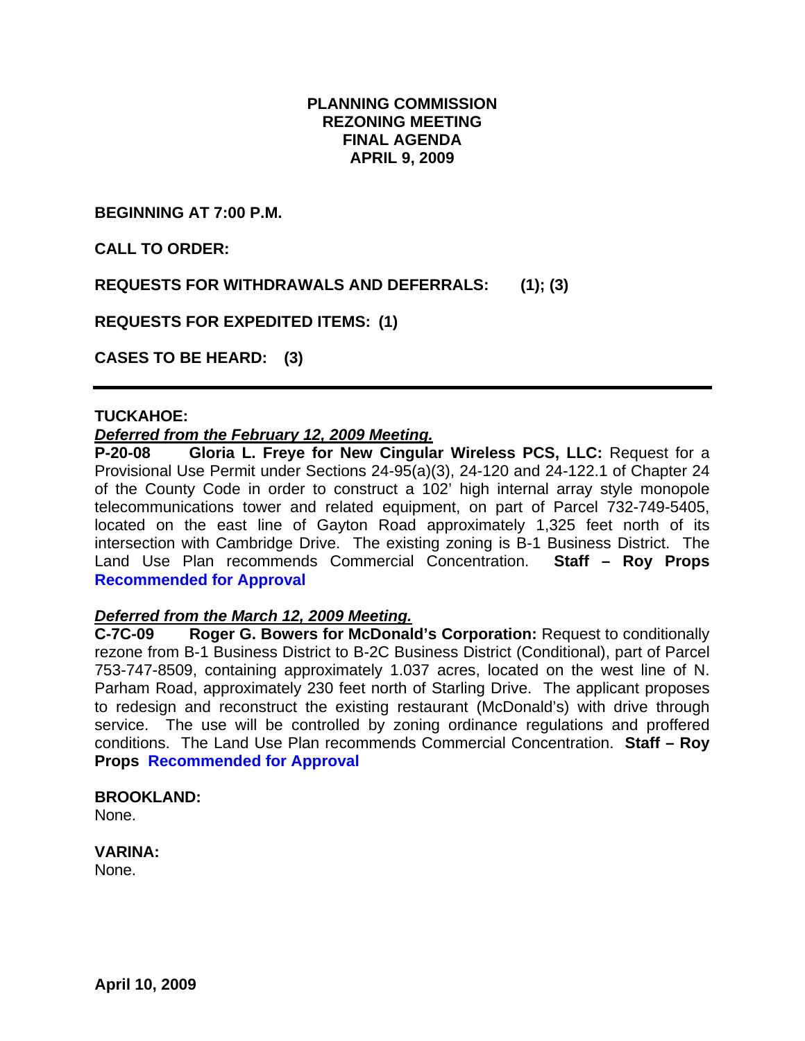# PLANNING COMMISSION
# REZONING MEETING
# FINAL AGENDA
# APRIL 9, 2009

**BEGINNING AT 7:00 P.M.**

**CALL TO ORDER:**

**REQUESTS FOR WITHDRAWALS AND DEFERRALS: (1); (3)**

**REQUESTS FOR EXPEDITED ITEMS: (1)**

**CASES TO BE HEARD: (3)**

---

**TUCKAHOE:**

***Deferred from the February 12, 2009 Meeting.***

**P-20-08 Gloria L. Freye for New Cingular Wireless PCS, LLC:** Request for a Provisional Use Permit under Sections 24-95(a)(3), 24-120 and 24-122.1 of Chapter 24 of the County Code in order to construct a 102' high internal array style monopole telecommunications tower and related equipment, on part of Parcel 732-749-5405, located on the east line of Gayton Road approximately 1,325 feet north of its intersection with Cambridge Drive. The existing zoning is B-1 Business District. The Land Use Plan recommends Commercial Concentration. **Staff – Roy Props** **Recommended for Approval**

***Deferred from the March 12, 2009 Meeting.***

**C-7C-09 Roger G. Bowers for McDonald's Corporation:** Request to conditionally rezone from B-1 Business District to B-2C Business District (Conditional), part of Parcel 753-747-8509, containing approximately 1.037 acres, located on the west line of N. Parham Road, approximately 230 feet north of Starling Drive. The applicant proposes to redesign and reconstruct the existing restaurant (McDonald's) with drive through service. The use will be controlled by zoning ordinance regulations and proffered conditions. The Land Use Plan recommends Commercial Concentration. **Staff – Roy Props** **Recommended for Approval**

**BROOKLAND:**

None.

**VARINA:**

None.

**April 10, 2009**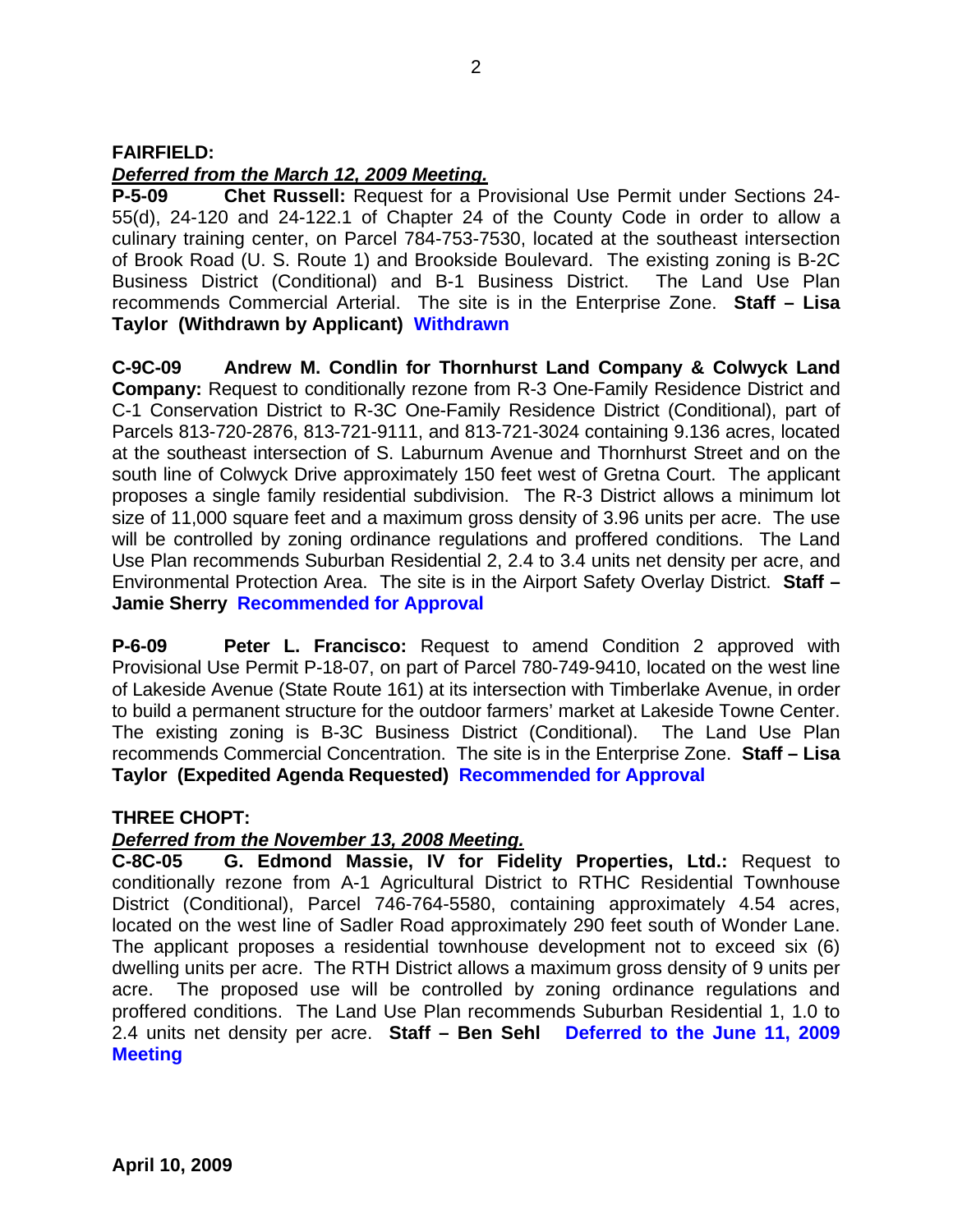**FAIRFIELD:**

***Deferred from the March 12, 2009 Meeting.***

**P-5-09 Chet Russell:** Request for a Provisional Use Permit under Sections 24-55(d), 24-120 and 24-122.1 of Chapter 24 of the County Code in order to allow a culinary training center, on Parcel 784-753-7530, located at the southeast intersection of Brook Road (U. S. Route 1) and Brookside Boulevard. The existing zoning is B-2C Business District (Conditional) and B-1 Business District. The Land Use Plan recommends Commercial Arterial. The site is in the Enterprise Zone. **Staff – Lisa Taylor (Withdrawn by Applicant) Withdrawn**

**C-9C-09 Andrew M. Condlin for Thornhurst Land Company & Colwyck Land Company:** Request to conditionally rezone from R-3 One-Family Residence District and C-1 Conservation District to R-3C One-Family Residence District (Conditional), part of Parcels 813-720-2876, 813-721-9111, and 813-721-3024 containing 9.136 acres, located at the southeast intersection of S. Laburnum Avenue and Thornhurst Street and on the south line of Colwyck Drive approximately 150 feet west of Gretna Court. The applicant proposes a single family residential subdivision. The R-3 District allows a minimum lot size of 11,000 square feet and a maximum gross density of 3.96 units per acre. The use will be controlled by zoning ordinance regulations and proffered conditions. The Land Use Plan recommends Suburban Residential 2, 2.4 to 3.4 units net density per acre, and Environmental Protection Area. The site is in the Airport Safety Overlay District. **Staff – Jamie Sherry Recommended for Approval**

**P-6-09 Peter L. Francisco:** Request to amend Condition 2 approved with Provisional Use Permit P-18-07, on part of Parcel 780-749-9410, located on the west line of Lakeside Avenue (State Route 161) at its intersection with Timberlake Avenue, in order to build a permanent structure for the outdoor farmers' market at Lakeside Towne Center. The existing zoning is B-3C Business District (Conditional). The Land Use Plan recommends Commercial Concentration. The site is in the Enterprise Zone. **Staff – Lisa Taylor (Expedited Agenda Requested) Recommended for Approval**

**THREE CHOPT:**

***Deferred from the November 13, 2008 Meeting.***

**C-8C-05 G. Edmond Massie, IV for Fidelity Properties, Ltd.:** Request to conditionally rezone from A-1 Agricultural District to RTHC Residential Townhouse District (Conditional), Parcel 746-764-5580, containing approximately 4.54 acres, located on the west line of Sadler Road approximately 290 feet south of Wonder Lane. The applicant proposes a residential townhouse development not to exceed six (6) dwelling units per acre. The RTH District allows a maximum gross density of 9 units per acre. The proposed use will be controlled by zoning ordinance regulations and proffered conditions. The Land Use Plan recommends Suburban Residential 1, 1.0 to 2.4 units net density per acre. **Staff – Ben Sehl Deferred to the June 11, 2009 Meeting**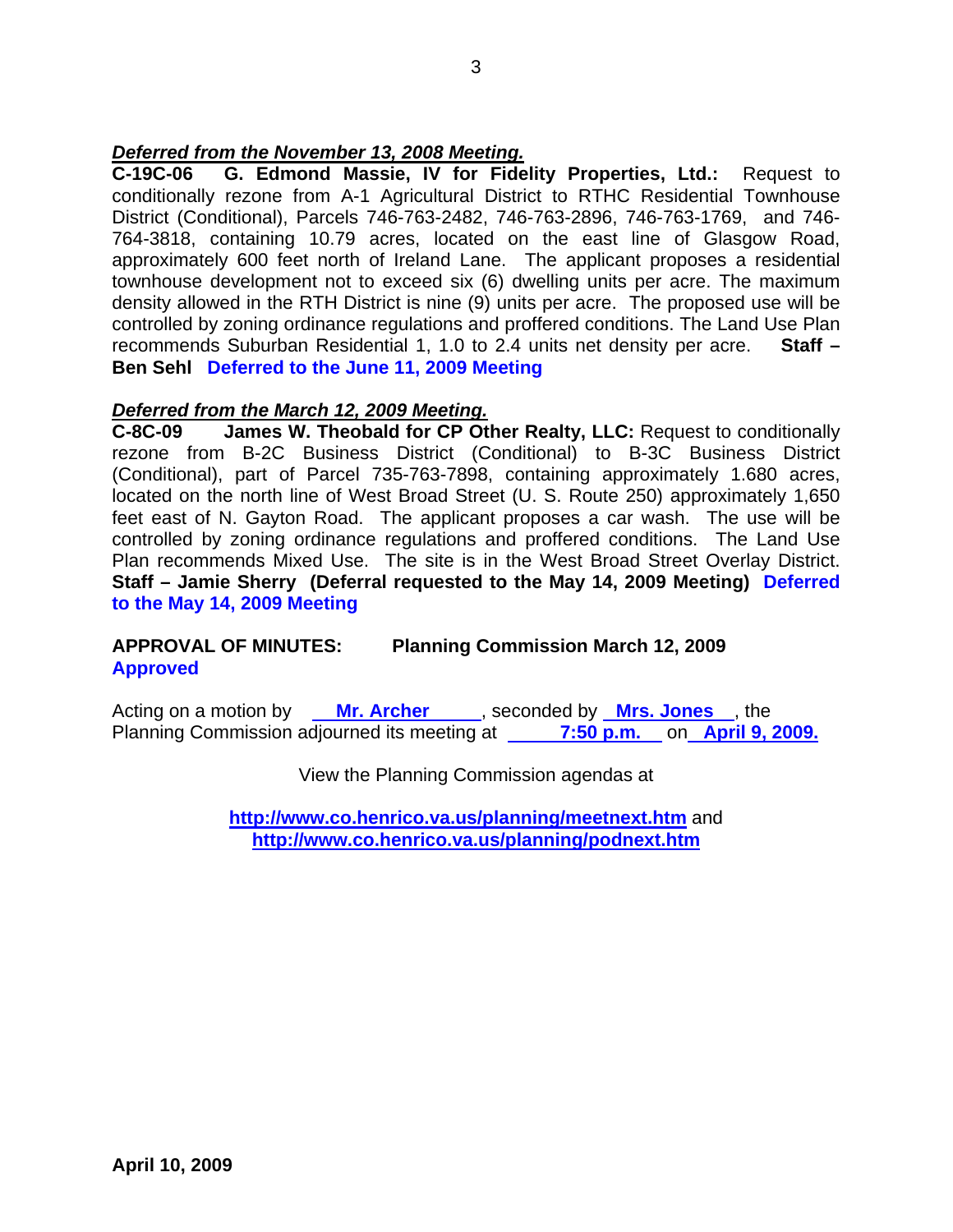***Deferred from the November 13, 2008 Meeting.***

**C-19C-06 G. Edmond Massie, IV for Fidelity Properties, Ltd.:** Request to conditionally rezone from A-1 Agricultural District to RTHC Residential Townhouse District (Conditional), Parcels 746-763-2482, 746-763-2896, 746-763-1769, and 746-764-3818, containing 10.79 acres, located on the east line of Glasgow Road, approximately 600 feet north of Ireland Lane. The applicant proposes a residential townhouse development not to exceed six (6) dwelling units per acre. The maximum density allowed in the RTH District is nine (9) units per acre. The proposed use will be controlled by zoning ordinance regulations and proffered conditions. The Land Use Plan recommends Suburban Residential 1, 1.0 to 2.4 units net density per acre. **Staff – Ben Sehl Deferred to the June 11, 2009 Meeting**

***Deferred from the March 12, 2009 Meeting.***

**C-8C-09 James W. Theobald for CP Other Realty, LLC:** Request to conditionally rezone from B-2C Business District (Conditional) to B-3C Business District (Conditional), part of Parcel 735-763-7898, containing approximately 1.680 acres, located on the north line of West Broad Street (U. S. Route 250) approximately 1,650 feet east of N. Gayton Road. The applicant proposes a car wash. The use will be controlled by zoning ordinance regulations and proffered conditions. The Land Use Plan recommends Mixed Use. The site is in the West Broad Street Overlay District. **Staff – Jamie Sherry (Deferral requested to the May 14, 2009 Meeting) Deferred to the May 14, 2009 Meeting**

**APPROVAL OF MINUTES: Planning Commission March 12, 2009**
**Approved**

Acting on a motion by **Mr. Archer**, seconded by **Mrs. Jones**, the Planning Commission adjourned its meeting at **7:50 p.m.** on **April 9, 2009.**

View the Planning Commission agendas at

**http://www.co.henrico.va.us/planning/meetnext.htm** and
**http://www.co.henrico.va.us/planning/podnext.htm**

**April 10, 2009**